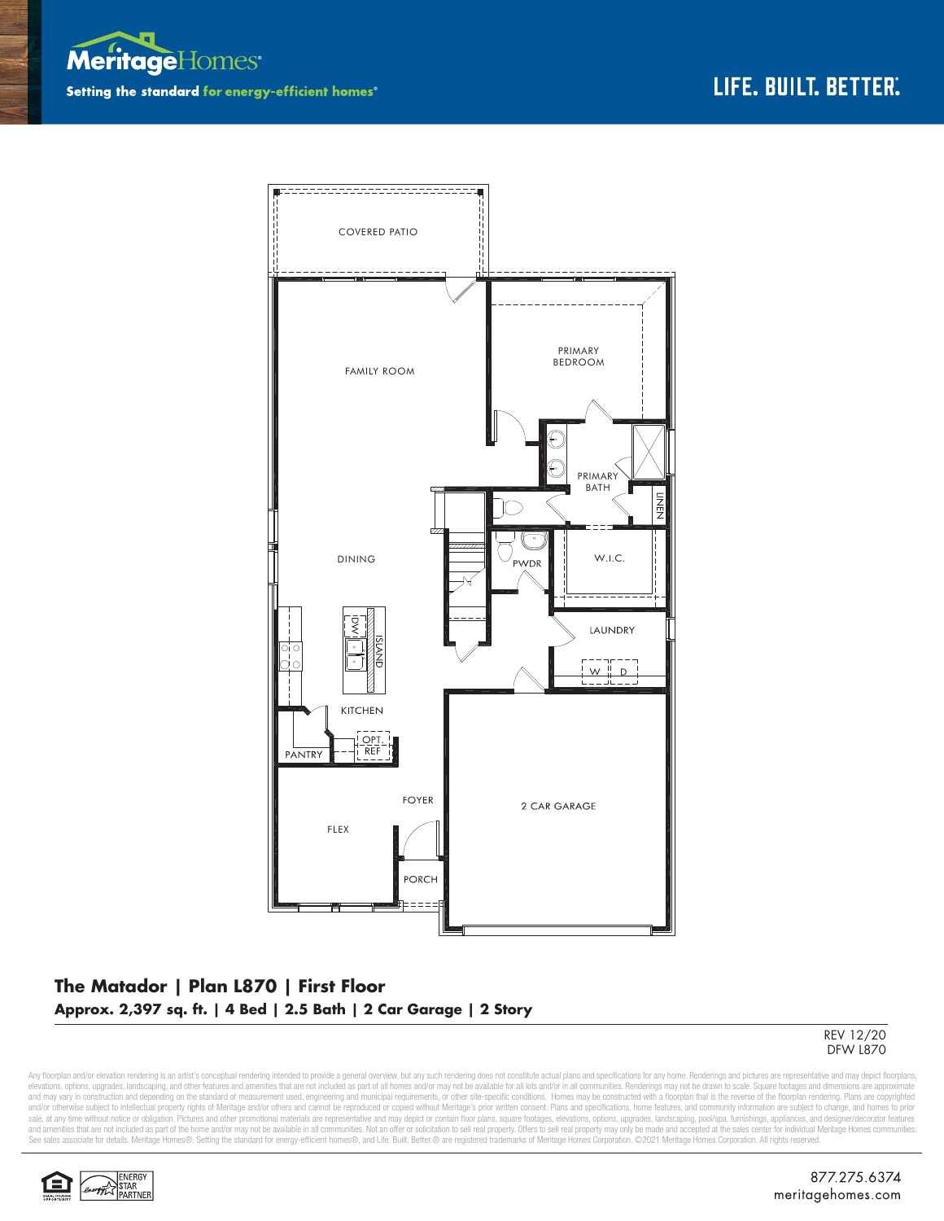Meritage Homes

Setting the standard for energy-efficient homes®

LIFE. BUILT. BETTER.®

COVERED PATIO

FAMILY ROOM

PRIMARY BEDROOM

PRIMARY BATH

LINEN

DINING

PWDR

W.I.C.

LAUNDRY

W D

DW

ISLAND

KITCHEN

OPT. REF

PANTRY

FOYER

2 CAR GARAGE

FLEX

PORCH

## The Matador | Plan L870 | First Floor

**Approx. 2,397 sq. ft. | 4 Bed | 2.5 Bath | 2 Car Garage | 2 Story**

REV 12/20
DFW L870

Any floorplan and/or elevation rendering is an artist's conceptual rendering intended to provide a general overview, but any such rendering does not constitute actual plans and specifications for any home. Renderings and pictures are representative and may depict floorplans, elevations, options, upgrades, landscaping, and other features and amenities that are not included as part of all homes and/or may not be available for all lots and/or in all communities. Renderings may not be drawn to scale. Square footages and dimensions are approximate and may vary in construction and depending on the standard of measurement used, engineering and municipal requirements, or other site-specific conditions. Homes may be constructed with a floorplan that is the reverse of the floorplan rendering. Plans are copyrighted and/or otherwise subject to intellectual property rights of Meritage and/or others and cannot be reproduced or copied without Meritage's prior written consent. Plans and specifications, home features, and community information are subject to change, and homes to prior sale, at any time without notice or obligation. Pictures and other promotional materials are representative and may depict or contain floor plans, square footages, elevations, options, upgrades, landscaping, pool/spa, furnishings, appliances, and designer/decorator features and amenities that are not included as part of the home and/or may not be available in all communities. Not an offer or solicitation to sell real property. Offers to sell real property may only be made and accepted at the sales center for individual Meritage Homes communities. See sales associate for details. Meritage Homes®, Setting the standard for energy-efficient homes®, and Life. Built. Better.® are registered trademarks of Meritage Homes Corporation. ©2021 Meritage Homes Corporation. All rights reserved.

ENERGY STAR PARTNER

877.275.6374
meritagehomes.com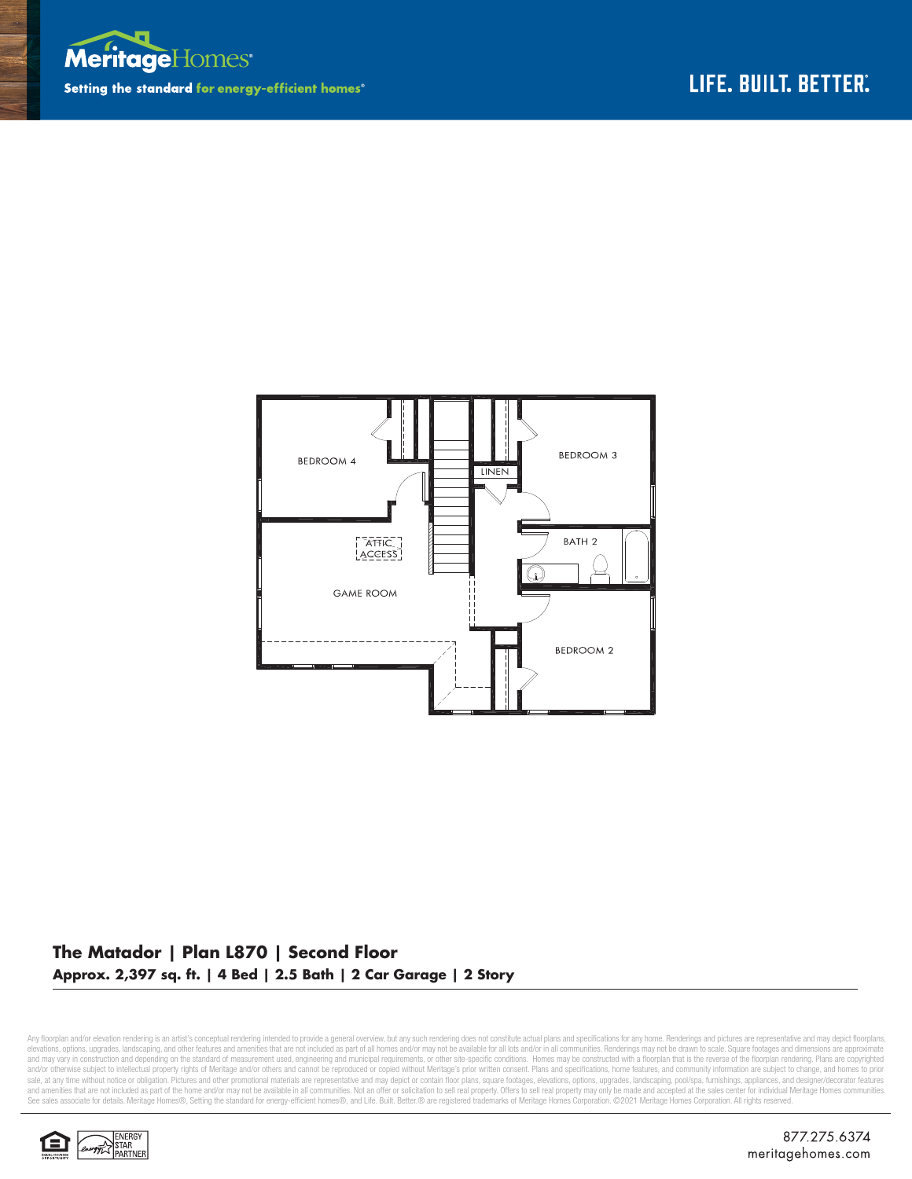Meritage Homes

Setting the standard for energy-efficient homes®

LIFE. BUILT. BETTER.®

BEDROOM 4

BEDROOM 3

LINEN

ATTIC ACCESS

BATH 2

GAME ROOM

BEDROOM 2

## The Matador | Plan L870 | Second Floor

**Approx. 2,397 sq. ft. | 4 Bed | 2.5 Bath | 2 Car Garage | 2 Story**

Any floorplan and/or elevation rendering is an artist's conceptual rendering intended to provide a general overview, but any such rendering does not constitute actual plans and specifications for any home. Renderings and pictures are representative and may depict floorplans, elevations, options, upgrades, landscaping, and other features and amenities that are not included as part of all homes and/or may not be available for all lots and/or in all communities. Renderings may not be drawn to scale. Square footages and dimensions are approximate and may vary in construction and depending on the standard of measurement used, engineering and municipal requirements, or other site-specific conditions. Homes may be constructed with a floorplan that is the reverse of the floorplan rendering. Plans are copyrighted and/or otherwise subject to intellectual property rights of Meritage and/or others and cannot be reproduced or copied without Meritage's prior written consent. Plans and specifications, home features, and community information are subject to change, and homes to prior sale, at any time without notice or obligation. Pictures and other promotional materials are representative and may depict or contain floor plans, square footages, elevations, options, upgrades, landscaping, pool/spa, furnishings, appliances, and designer/decorator features and amenities that are not included as part of the home and/or may not be available in all communities. Not an offer or solicitation to sell real property. Offers to sell real property may only be made and accepted at the sales center for individual Meritage Homes communities. See sales associate for details. Meritage Homes®, Setting the standard for energy-efficient homes®, and Life. Built. Better.® are registered trademarks of Meritage Homes Corporation. ©2021 Meritage Homes Corporation. All rights reserved.

ENERGY STAR PARTNER

877.275.6374
meritagehomes.com